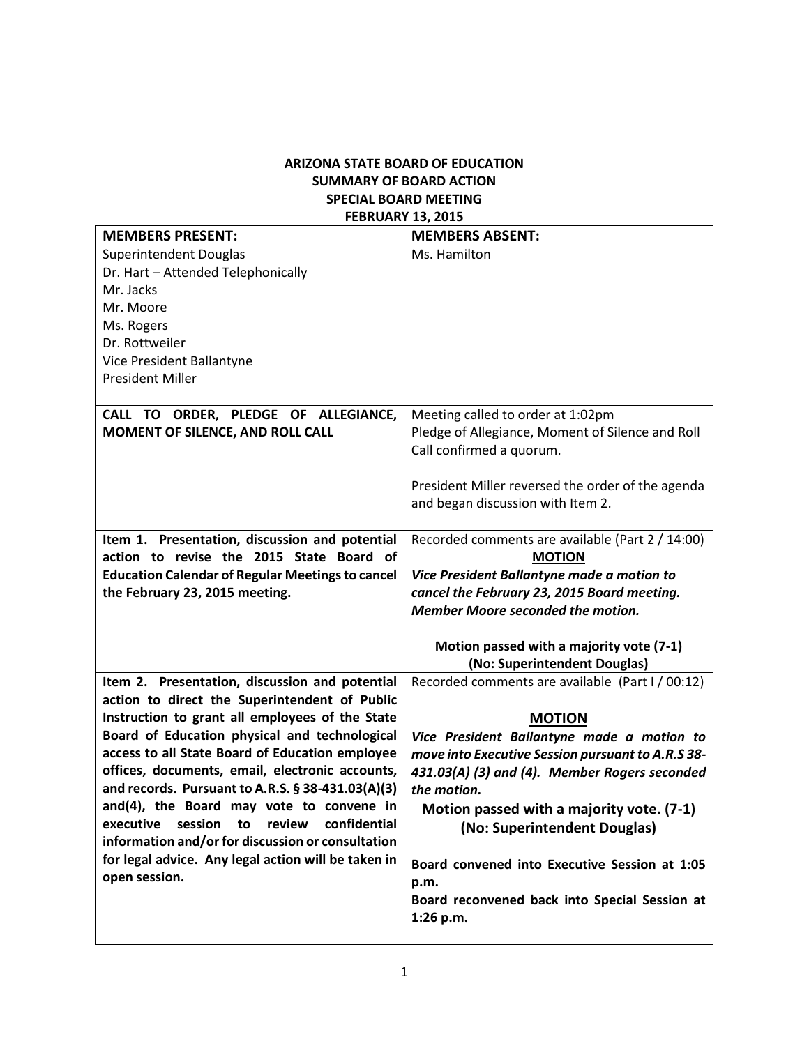**ARIZONA STATE BOARD OF EDUCATION**
**SUMMARY OF BOARD ACTION**
**SPECIAL BOARD MEETING**
**FEBRUARY 13, 2015**

| **MEMBERS PRESENT:**<br>Superintendent Douglas<br>Dr. Hart – Attended Telephonically<br>Mr. Jacks<br>Mr. Moore<br>Ms. Rogers<br>Dr. Rottweiler<br>Vice President Ballantyne<br>President Miller | **MEMBERS ABSENT:**<br>Ms. Hamilton |
|---|---|
| **CALL TO ORDER, PLEDGE OF ALLEGIANCE, MOMENT OF SILENCE, AND ROLL CALL** | Meeting called to order at 1:02pm<br>Pledge of Allegiance, Moment of Silence and Roll Call confirmed a quorum.<br><br>President Miller reversed the order of the agenda and began discussion with Item 2. |
| **Item 1. Presentation, discussion and potential action to revise the 2015 State Board of Education Calendar of Regular Meetings to cancel the February 23, 2015 meeting.** | Recorded comments are available (Part 2 / 14:00)<br>**MOTION**<br>***Vice President Ballantyne made a motion to cancel the February 23, 2015 Board meeting. Member Moore seconded the motion.***<br><br>**Motion passed with a majority vote (7-1)**<br>**(No: Superintendent Douglas)** |
| **Item 2. Presentation, discussion and potential action to direct the Superintendent of Public Instruction to grant all employees of the State Board of Education physical and technological access to all State Board of Education employee offices, documents, email, electronic accounts, and records. Pursuant to A.R.S. § 38-431.03(A)(3) and(4), the Board may vote to convene in executive session to review confidential information and/or for discussion or consultation for legal advice. Any legal action will be taken in open session.** | Recorded comments are available (Part I / 00:12)<br><br>**MOTION**<br>***Vice President Ballantyne made a motion to move into Executive Session pursuant to A.R.S 38-431.03(A) (3) and (4). Member Rogers seconded the motion.***<br>**Motion passed with a majority vote. (7-1)**<br>**(No: Superintendent Douglas)**<br><br>**Board convened into Executive Session at 1:05 p.m.**<br>**Board reconvened back into Special Session at 1:26 p.m.** |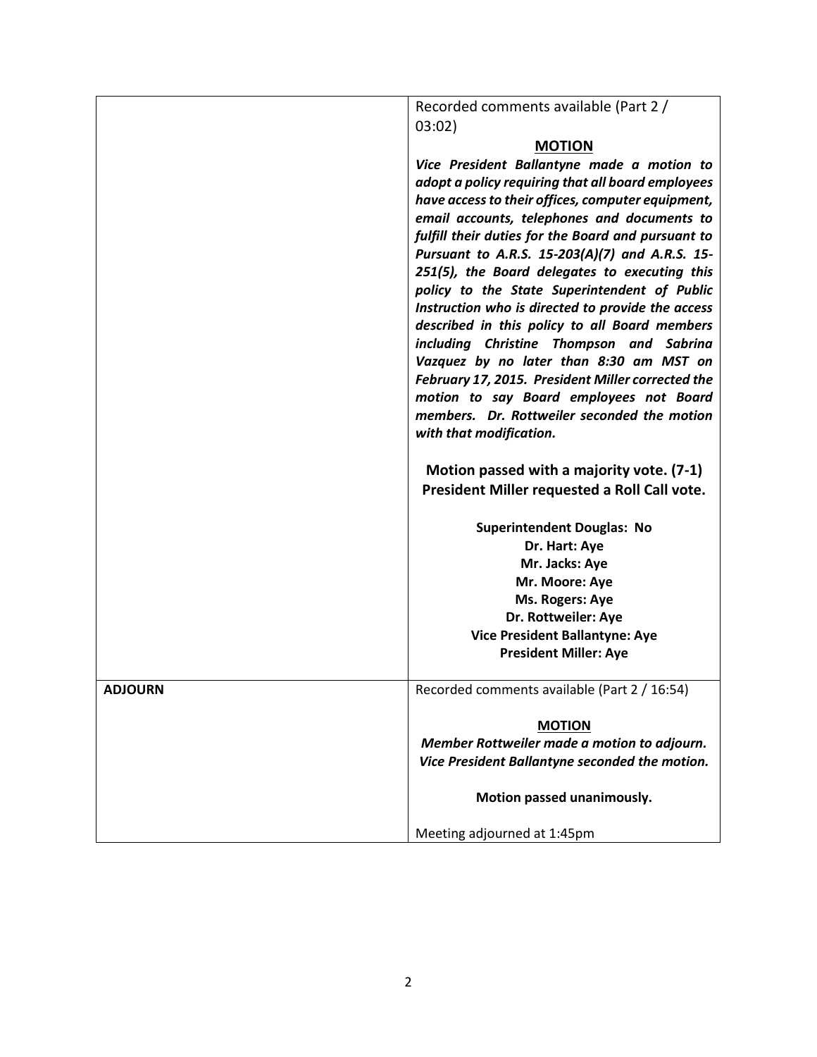| | |
|---|---|
| | Recorded comments available (Part 2 / 03:02)<br><br>**MOTION**<br>***Vice President Ballantyne made a motion to adopt a policy requiring that all board employees have access to their offices, computer equipment, email accounts, telephones and documents to fulfill their duties for the Board and pursuant to Pursuant to A.R.S. 15-203(A)(7) and A.R.S. 15-251(5), the Board delegates to executing this policy to the State Superintendent of Public Instruction who is directed to provide the access described in this policy to all Board members including Christine Thompson and Sabrina Vazquez by no later than 8:30 am MST on February 17, 2015. President Miller corrected the motion to say Board employees not Board members. Dr. Rottweiler seconded the motion with that modification.***<br><br>**Motion passed with a majority vote. (7-1)**<br>**President Miller requested a Roll Call vote.**<br><br>**Superintendent Douglas: No**<br>**Dr. Hart: Aye**<br>**Mr. Jacks: Aye**<br>**Mr. Moore: Aye**<br>**Ms. Rogers: Aye**<br>**Dr. Rottweiler: Aye**<br>**Vice President Ballantyne: Aye**<br>**President Miller: Aye** |
| **ADJOURN** | Recorded comments available (Part 2 / 16:54)<br><br>**MOTION**<br>***Member Rottweiler made a motion to adjourn. Vice President Ballantyne seconded the motion.***<br><br>**Motion passed unanimously.**<br><br>Meeting adjourned at 1:45pm |